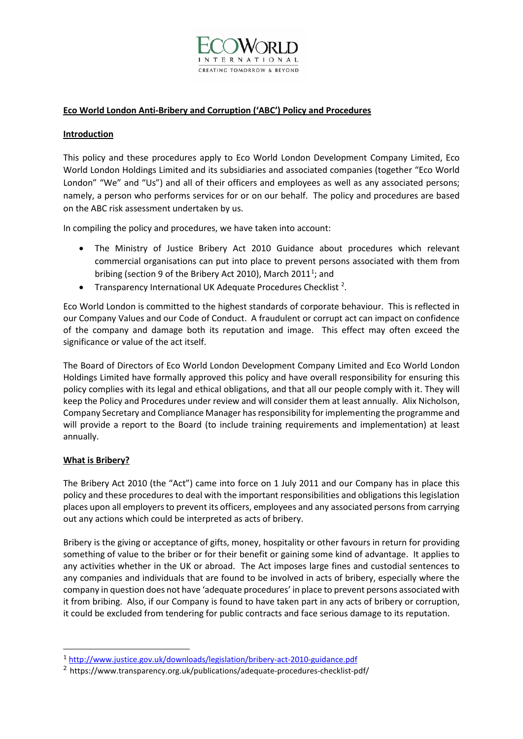## Eco World London Anti-Bribery and Corruption ('ABC') Policy and Procedures

### Introduction

This policy and these procedures apply to Eco World London Development Company Limited, Eco World London Holdings Limited and its subsidiaries and associated companies (together "Eco World London" "We" and "Us") and all of their officers and employees as well as any associated persons; namely, a person who performs services for or on our behalf. The policy and procedures are based on the ABC risk assessment undertaken by us.

In compiling the policy and procedures, we have taken into account:

- The Ministry of Justice Bribery Act 2010 Guidance about procedures which relevant commercial organisations can put into place to prevent persons associated with them from bribing (section 9 of the Bribery Act 2010), March 2011[1]; and
- Transparency International UK Adequate Procedures Checklist [2].

Eco World London is committed to the highest standards of corporate behaviour. This is reflected in our Company Values and our Code of Conduct. A fraudulent or corrupt act can impact on confidence of the company and damage both its reputation and image. This effect may often exceed the significance or value of the act itself.

The Board of Directors of Eco World London Development Company Limited and Eco World London Holdings Limited have formally approved this policy and have overall responsibility for ensuring this policy complies with its legal and ethical obligations, and that all our people comply with it. They will keep the Policy and Procedures under review and will consider them at least annually. Alix Nicholson, Company Secretary and Compliance Manager has responsibility for implementing the programme and will provide a report to the Board (to include training requirements and implementation) at least annually.

### What is Bribery?

The Bribery Act 2010 (the "Act") came into force on 1 July 2011 and our Company has in place this policy and these procedures to deal with the important responsibilities and obligations this legislation places upon all employers to prevent its officers, employees and any associated persons from carrying out any actions which could be interpreted as acts of bribery.

Bribery is the giving or acceptance of gifts, money, hospitality or other favours in return for providing something of value to the briber or for their benefit or gaining some kind of advantage. It applies to any activities whether in the UK or abroad. The Act imposes large fines and custodial sentences to any companies and individuals that are found to be involved in acts of bribery, especially where the company in question does not have 'adequate procedures' in place to prevent persons associated with it from bribing. Also, if our Company is found to have taken part in any acts of bribery or corruption, it could be excluded from tendering for public contracts and face serious damage to its reputation.

---

[1] http://www.justice.gov.uk/downloads/legislation/bribery-act-2010-guidance.pdf

[2] https://www.transparency.org.uk/publications/adequate-procedures-checklist-pdf/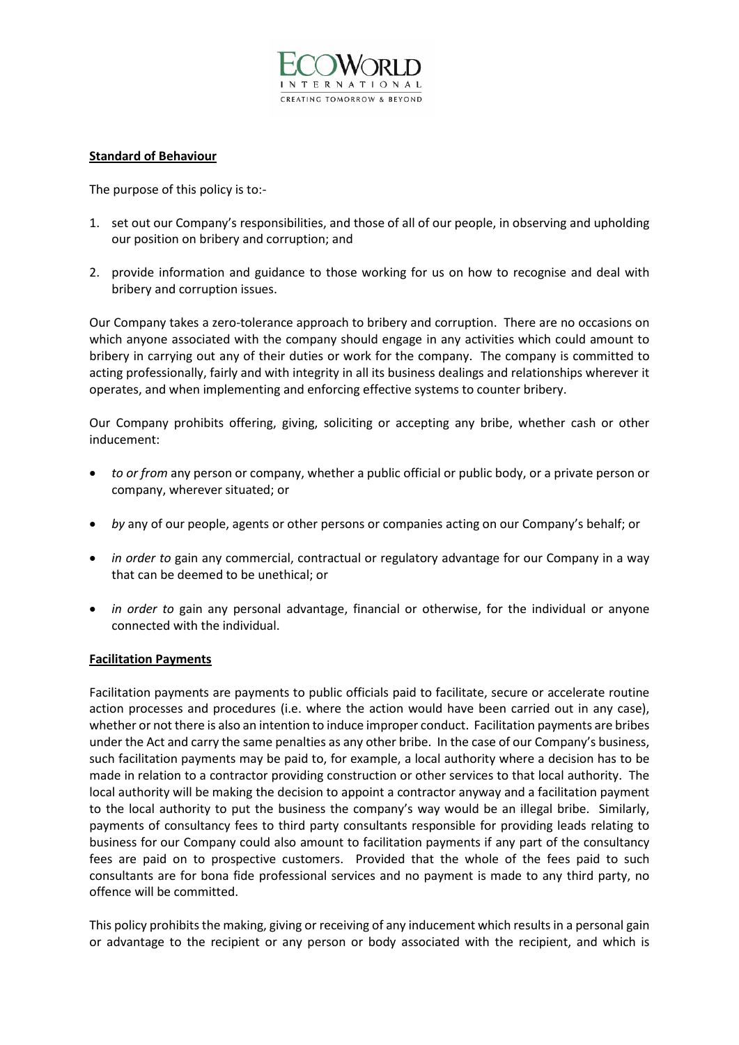**Standard of Behaviour**

The purpose of this policy is to:-

1. set out our Company's responsibilities, and those of all of our people, in observing and upholding our position on bribery and corruption; and
2. provide information and guidance to those working for us on how to recognise and deal with bribery and corruption issues.

Our Company takes a zero-tolerance approach to bribery and corruption. There are no occasions on which anyone associated with the company should engage in any activities which could amount to bribery in carrying out any of their duties or work for the company. The company is committed to acting professionally, fairly and with integrity in all its business dealings and relationships wherever it operates, and when implementing and enforcing effective systems to counter bribery.

Our Company prohibits offering, giving, soliciting or accepting any bribe, whether cash or other inducement:

- *to or from* any person or company, whether a public official or public body, or a private person or company, wherever situated; or
- *by* any of our people, agents or other persons or companies acting on our Company's behalf; or
- *in order to* gain any commercial, contractual or regulatory advantage for our Company in a way that can be deemed to be unethical; or
- *in order to* gain any personal advantage, financial or otherwise, for the individual or anyone connected with the individual.

**Facilitation Payments**

Facilitation payments are payments to public officials paid to facilitate, secure or accelerate routine action processes and procedures (i.e. where the action would have been carried out in any case), whether or not there is also an intention to induce improper conduct. Facilitation payments are bribes under the Act and carry the same penalties as any other bribe. In the case of our Company's business, such facilitation payments may be paid to, for example, a local authority where a decision has to be made in relation to a contractor providing construction or other services to that local authority. The local authority will be making the decision to appoint a contractor anyway and a facilitation payment to the local authority to put the business the company's way would be an illegal bribe. Similarly, payments of consultancy fees to third party consultants responsible for providing leads relating to business for our Company could also amount to facilitation payments if any part of the consultancy fees are paid on to prospective customers. Provided that the whole of the fees paid to such consultants are for bona fide professional services and no payment is made to any third party, no offence will be committed.

This policy prohibits the making, giving or receiving of any inducement which results in a personal gain or advantage to the recipient or any person or body associated with the recipient, and which is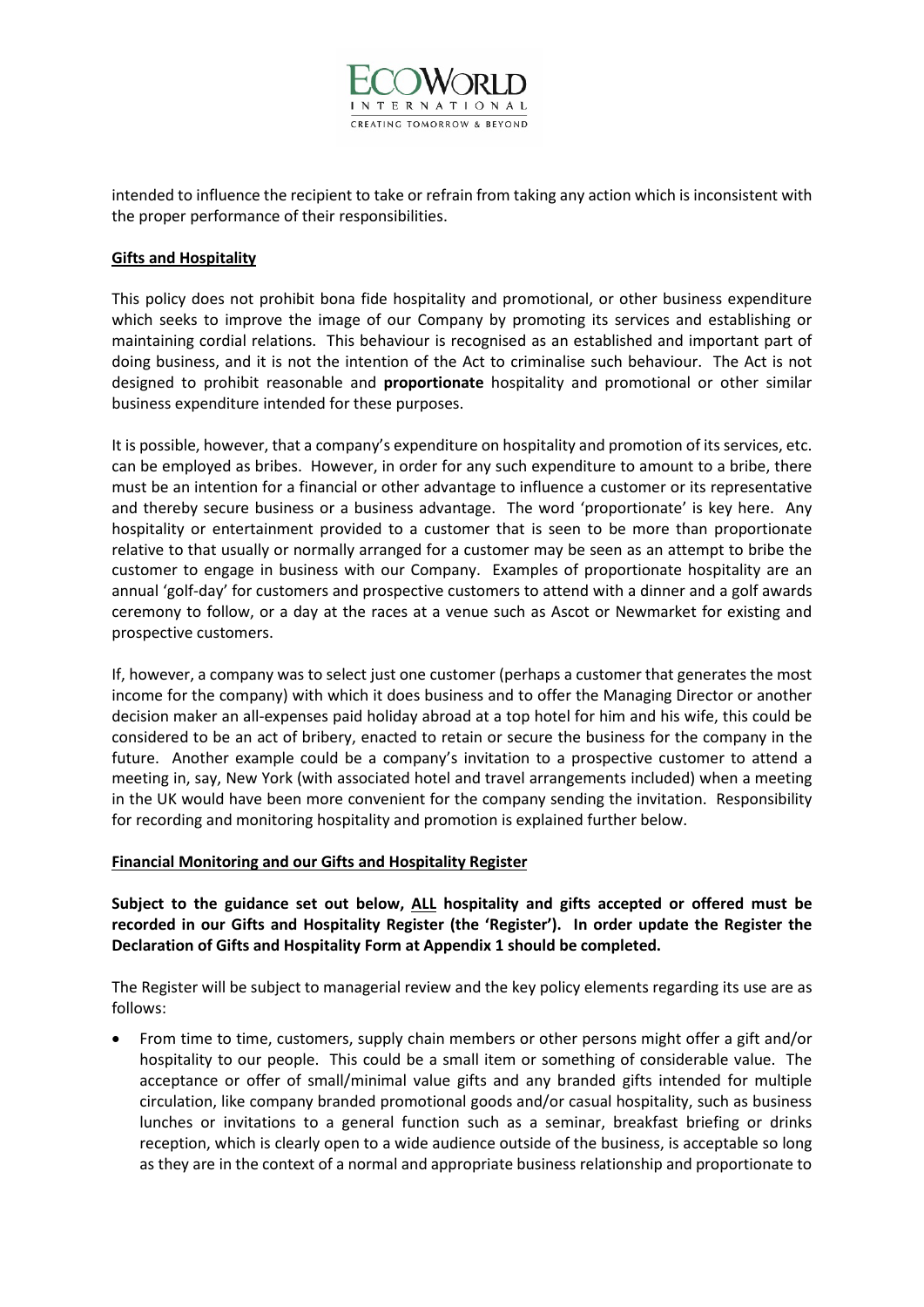intended to influence the recipient to take or refrain from taking any action which is inconsistent with the proper performance of their responsibilities.

## Gifts and Hospitality

This policy does not prohibit bona fide hospitality and promotional, or other business expenditure which seeks to improve the image of our Company by promoting its services and establishing or maintaining cordial relations. This behaviour is recognised as an established and important part of doing business, and it is not the intention of the Act to criminalise such behaviour. The Act is not designed to prohibit reasonable and **proportionate** hospitality and promotional or other similar business expenditure intended for these purposes.

It is possible, however, that a company's expenditure on hospitality and promotion of its services, etc. can be employed as bribes. However, in order for any such expenditure to amount to a bribe, there must be an intention for a financial or other advantage to influence a customer or its representative and thereby secure business or a business advantage. The word 'proportionate' is key here. Any hospitality or entertainment provided to a customer that is seen to be more than proportionate relative to that usually or normally arranged for a customer may be seen as an attempt to bribe the customer to engage in business with our Company. Examples of proportionate hospitality are an annual 'golf-day' for customers and prospective customers to attend with a dinner and a golf awards ceremony to follow, or a day at the races at a venue such as Ascot or Newmarket for existing and prospective customers.

If, however, a company was to select just one customer (perhaps a customer that generates the most income for the company) with which it does business and to offer the Managing Director or another decision maker an all-expenses paid holiday abroad at a top hotel for him and his wife, this could be considered to be an act of bribery, enacted to retain or secure the business for the company in the future. Another example could be a company's invitation to a prospective customer to attend a meeting in, say, New York (with associated hotel and travel arrangements included) when a meeting in the UK would have been more convenient for the company sending the invitation. Responsibility for recording and monitoring hospitality and promotion is explained further below.

## Financial Monitoring and our Gifts and Hospitality Register

**Subject to the guidance set out below, ALL hospitality and gifts accepted or offered must be recorded in our Gifts and Hospitality Register (the 'Register'). In order update the Register the Declaration of Gifts and Hospitality Form at Appendix 1 should be completed.**

The Register will be subject to managerial review and the key policy elements regarding its use are as follows:

- From time to time, customers, supply chain members or other persons might offer a gift and/or hospitality to our people. This could be a small item or something of considerable value. The acceptance or offer of small/minimal value gifts and any branded gifts intended for multiple circulation, like company branded promotional goods and/or casual hospitality, such as business lunches or invitations to a general function such as a seminar, breakfast briefing or drinks reception, which is clearly open to a wide audience outside of the business, is acceptable so long as they are in the context of a normal and appropriate business relationship and proportionate to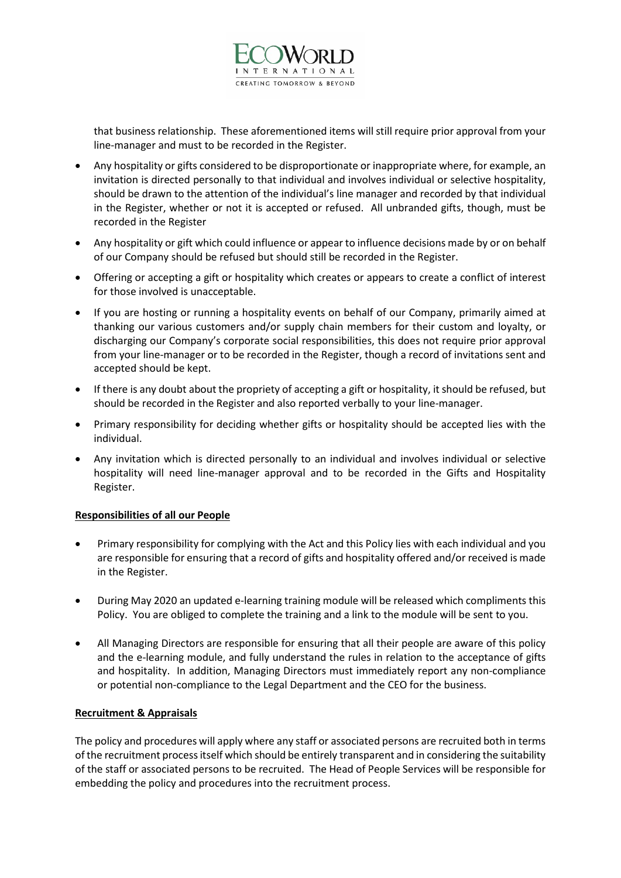that business relationship. These aforementioned items will still require prior approval from your line-manager and must to be recorded in the Register.

- Any hospitality or gifts considered to be disproportionate or inappropriate where, for example, an invitation is directed personally to that individual and involves individual or selective hospitality, should be drawn to the attention of the individual's line manager and recorded by that individual in the Register, whether or not it is accepted or refused. All unbranded gifts, though, must be recorded in the Register
- Any hospitality or gift which could influence or appear to influence decisions made by or on behalf of our Company should be refused but should still be recorded in the Register.
- Offering or accepting a gift or hospitality which creates or appears to create a conflict of interest for those involved is unacceptable.
- If you are hosting or running a hospitality events on behalf of our Company, primarily aimed at thanking our various customers and/or supply chain members for their custom and loyalty, or discharging our Company's corporate social responsibilities, this does not require prior approval from your line-manager or to be recorded in the Register, though a record of invitations sent and accepted should be kept.
- If there is any doubt about the propriety of accepting a gift or hospitality, it should be refused, but should be recorded in the Register and also reported verbally to your line-manager.
- Primary responsibility for deciding whether gifts or hospitality should be accepted lies with the individual.
- Any invitation which is directed personally to an individual and involves individual or selective hospitality will need line-manager approval and to be recorded in the Gifts and Hospitality Register.

**Responsibilities of all our People**

- Primary responsibility for complying with the Act and this Policy lies with each individual and you are responsible for ensuring that a record of gifts and hospitality offered and/or received is made in the Register.
- During May 2020 an updated e-learning training module will be released which compliments this Policy. You are obliged to complete the training and a link to the module will be sent to you.
- All Managing Directors are responsible for ensuring that all their people are aware of this policy and the e-learning module, and fully understand the rules in relation to the acceptance of gifts and hospitality. In addition, Managing Directors must immediately report any non-compliance or potential non-compliance to the Legal Department and the CEO for the business.

**Recruitment & Appraisals**

The policy and procedures will apply where any staff or associated persons are recruited both in terms of the recruitment process itself which should be entirely transparent and in considering the suitability of the staff or associated persons to be recruited. The Head of People Services will be responsible for embedding the policy and procedures into the recruitment process.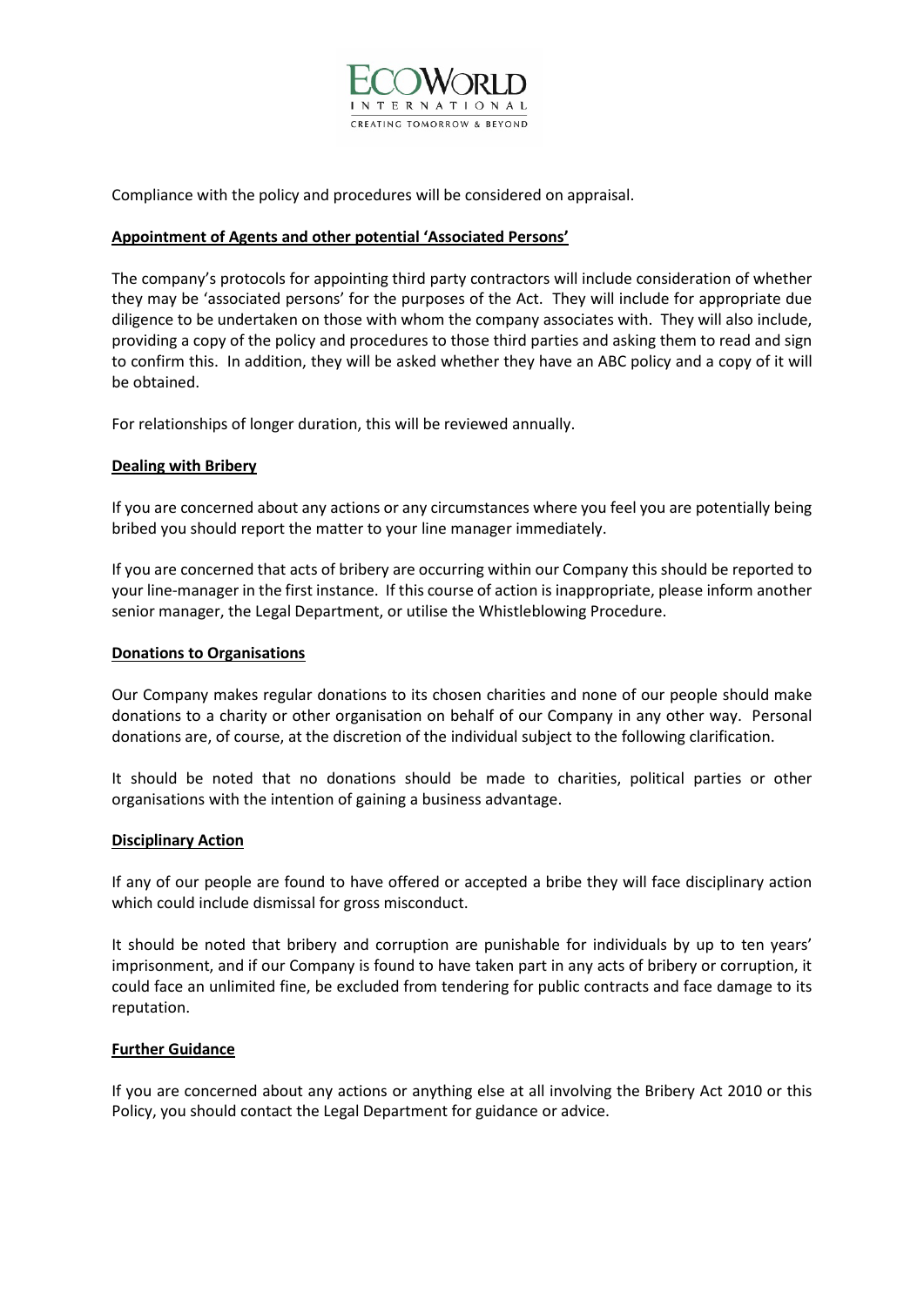Compliance with the policy and procedures will be considered on appraisal.

**Appointment of Agents and other potential 'Associated Persons'**

The company's protocols for appointing third party contractors will include consideration of whether they may be 'associated persons' for the purposes of the Act. They will include for appropriate due diligence to be undertaken on those with whom the company associates with. They will also include, providing a copy of the policy and procedures to those third parties and asking them to read and sign to confirm this. In addition, they will be asked whether they have an ABC policy and a copy of it will be obtained.

For relationships of longer duration, this will be reviewed annually.

**Dealing with Bribery**

If you are concerned about any actions or any circumstances where you feel you are potentially being bribed you should report the matter to your line manager immediately.

If you are concerned that acts of bribery are occurring within our Company this should be reported to your line-manager in the first instance. If this course of action is inappropriate, please inform another senior manager, the Legal Department, or utilise the Whistleblowing Procedure.

**Donations to Organisations**

Our Company makes regular donations to its chosen charities and none of our people should make donations to a charity or other organisation on behalf of our Company in any other way. Personal donations are, of course, at the discretion of the individual subject to the following clarification.

It should be noted that no donations should be made to charities, political parties or other organisations with the intention of gaining a business advantage.

**Disciplinary Action**

If any of our people are found to have offered or accepted a bribe they will face disciplinary action which could include dismissal for gross misconduct.

It should be noted that bribery and corruption are punishable for individuals by up to ten years' imprisonment, and if our Company is found to have taken part in any acts of bribery or corruption, it could face an unlimited fine, be excluded from tendering for public contracts and face damage to its reputation.

**Further Guidance**

If you are concerned about any actions or anything else at all involving the Bribery Act 2010 or this Policy, you should contact the Legal Department for guidance or advice.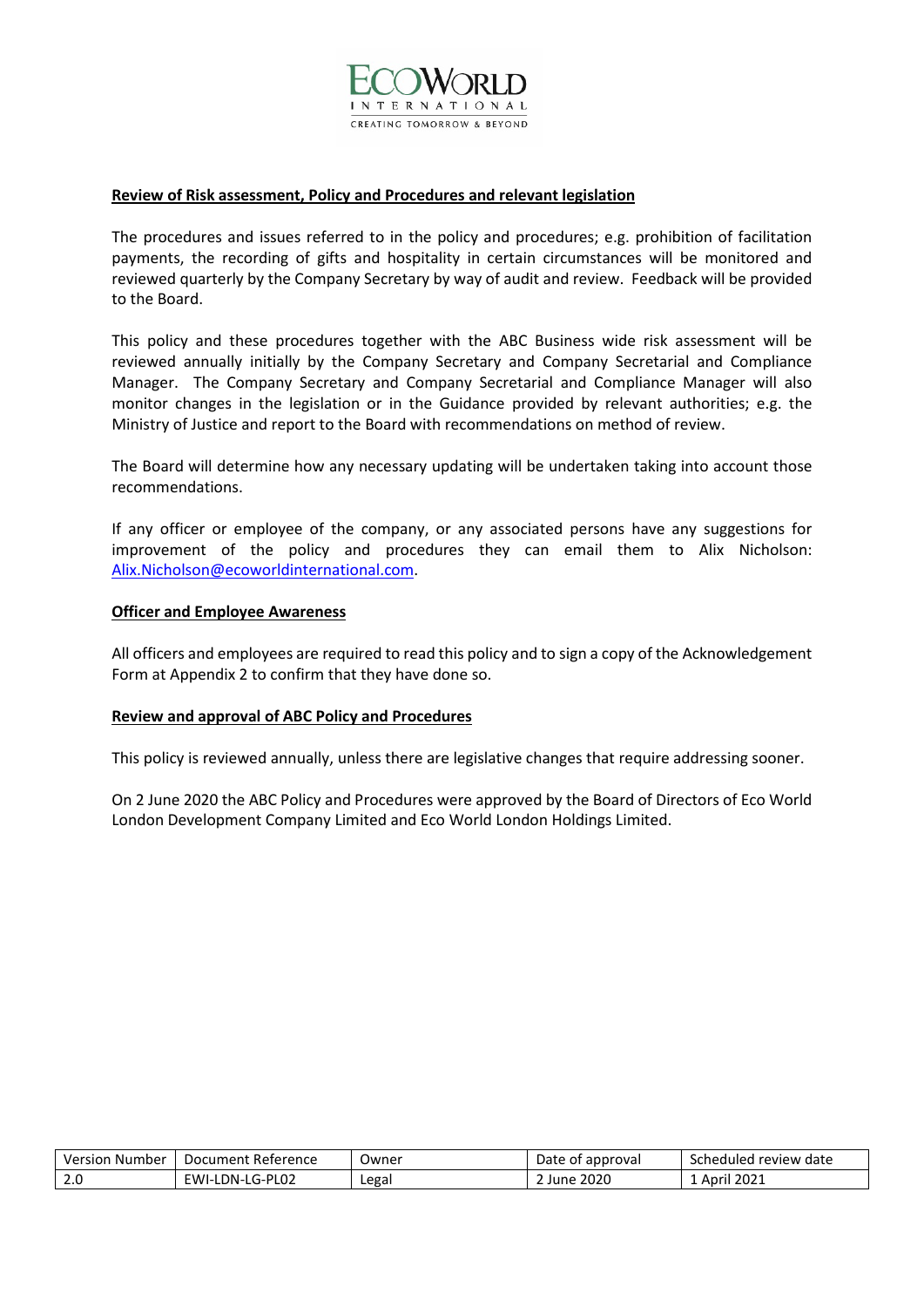**Review of Risk assessment, Policy and Procedures and relevant legislation**

The procedures and issues referred to in the policy and procedures; e.g. prohibition of facilitation payments, the recording of gifts and hospitality in certain circumstances will be monitored and reviewed quarterly by the Company Secretary by way of audit and review. Feedback will be provided to the Board.

This policy and these procedures together with the ABC Business wide risk assessment will be reviewed annually initially by the Company Secretary and Company Secretarial and Compliance Manager. The Company Secretary and Company Secretarial and Compliance Manager will also monitor changes in the legislation or in the Guidance provided by relevant authorities; e.g. the Ministry of Justice and report to the Board with recommendations on method of review.

The Board will determine how any necessary updating will be undertaken taking into account those recommendations.

If any officer or employee of the company, or any associated persons have any suggestions for improvement of the policy and procedures they can email them to Alix Nicholson: Alix.Nicholson@ecoworldinternational.com.

**Officer and Employee Awareness**

All officers and employees are required to read this policy and to sign a copy of the Acknowledgement Form at Appendix 2 to confirm that they have done so.

**Review and approval of ABC Policy and Procedures**

This policy is reviewed annually, unless there are legislative changes that require addressing sooner.

On 2 June 2020 the ABC Policy and Procedures were approved by the Board of Directors of Eco World London Development Company Limited and Eco World London Holdings Limited.

| Version Number | Document Reference | Owner | Date of approval | Scheduled review date |
|---|---|---|---|---|
| 2.0 | EWI-LDN-LG-PL02 | Legal | 2 June 2020 | 1 April 2021 |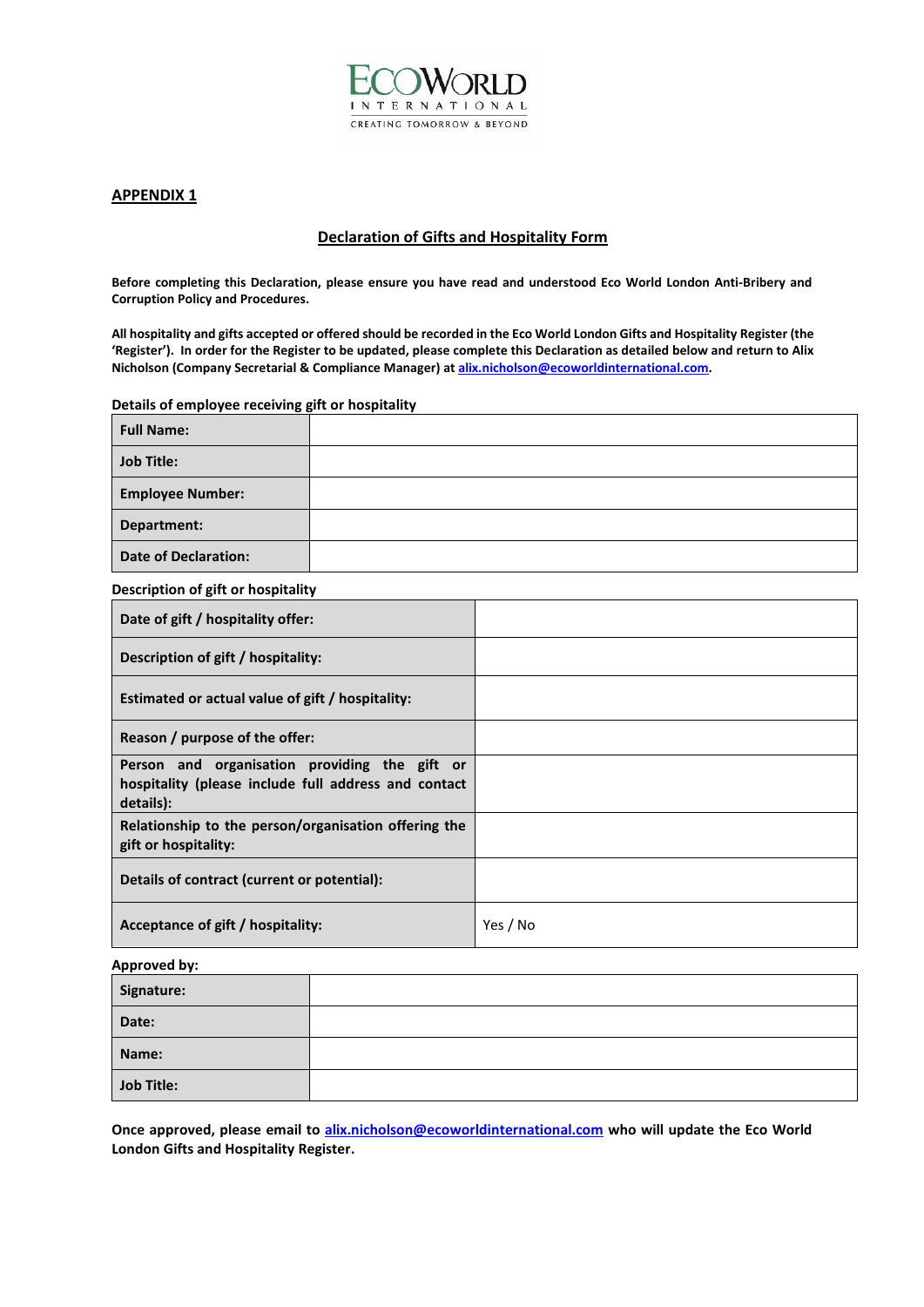## APPENDIX 1

### Declaration of Gifts and Hospitality Form

**Before completing this Declaration, please ensure you have read and understood Eco World London Anti-Bribery and Corruption Policy and Procedures.**

**All hospitality and gifts accepted or offered should be recorded in the Eco World London Gifts and Hospitality Register (the 'Register'). In order for the Register to be updated, please complete this Declaration as detailed below and return to Alix Nicholson (Company Secretarial & Compliance Manager) at alix.nicholson@ecoworldinternational.com.**

**Details of employee receiving gift or hospitality**

| | |
|---|---|
| **Full Name:** | |
| **Job Title:** | |
| **Employee Number:** | |
| **Department:** | |
| **Date of Declaration:** | |

**Description of gift or hospitality**

| | |
|---|---|
| **Date of gift / hospitality offer:** | |
| **Description of gift / hospitality:** | |
| **Estimated or actual value of gift / hospitality:** | |
| **Reason / purpose of the offer:** | |
| **Person and organisation providing the gift or hospitality (please include full address and contact details):** | |
| **Relationship to the person/organisation offering the gift or hospitality:** | |
| **Details of contract (current or potential):** | |
| **Acceptance of gift / hospitality:** | Yes / No |

**Approved by:**

| | |
|---|---|
| **Signature:** | |
| **Date:** | |
| **Name:** | |
| **Job Title:** | |

**Once approved, please email to alix.nicholson@ecoworldinternational.com who will update the Eco World London Gifts and Hospitality Register.**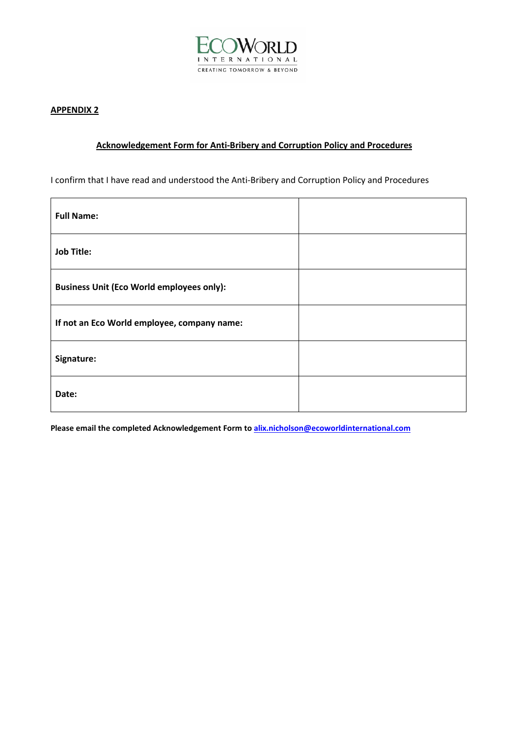**APPENDIX 2**

## Acknowledgement Form for Anti-Bribery and Corruption Policy and Procedures

I confirm that I have read and understood the Anti-Bribery and Corruption Policy and Procedures

| | |
|---|---|
| **Full Name:** | |
| **Job Title:** | |
| **Business Unit (Eco World employees only):** | |
| **If not an Eco World employee, company name:** | |
| **Signature:** | |
| **Date:** | |

**Please email the completed Acknowledgement Form to alix.nicholson@ecoworldinternational.com**